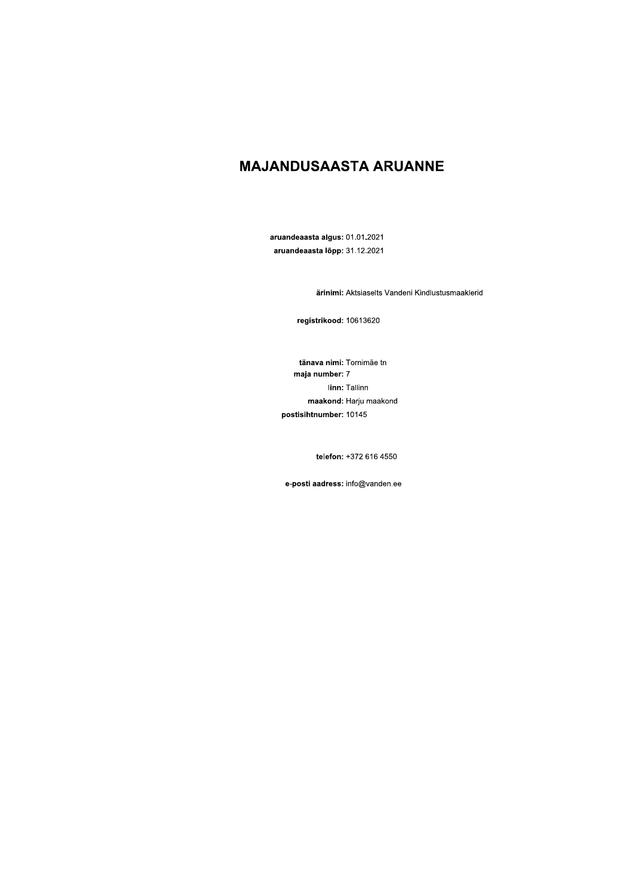# MAJANDUSAASTA ARUANNE

**aruandeaasta algus:** 01.01.2021
**aruandeaasta lõpp:** 31.12.2021

**ärinimi:** Aktsiaselts Vandeni Kindlustusmaaklerid

**registrikood:** 10613620

**tänava nimi:** Tornimäe tn
**maja number:** 7
**linn:** Tallinn
**maakond:** Harju maakond
**postisihtnumber:** 10145

**telefon:** +372 616 4550

**e-posti aadress:** info@vanden.ee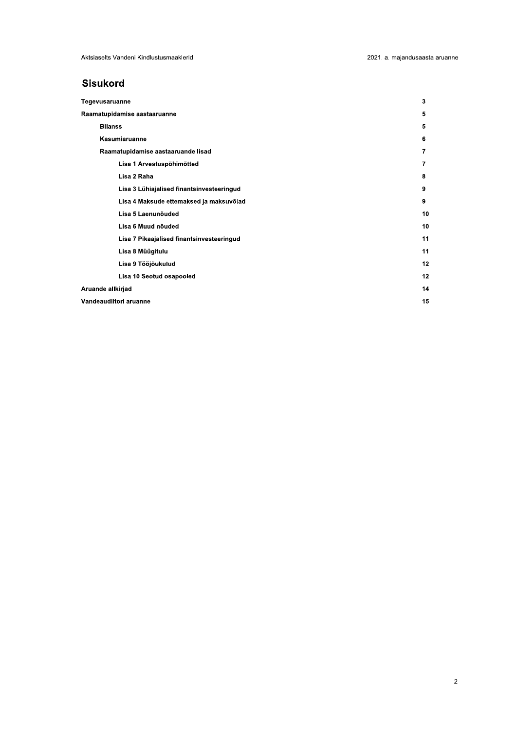## Sisukord

| | |
|---|---|
| **Tegevusaruanne** | **3** |
| **Raamatupidamise aastaaruanne** | **5** |
| **Bilanss** | **5** |
| **Kasumiaruanne** | **6** |
| **Raamatupidamise aastaaruande lisad** | **7** |
| **Lisa 1 Arvestuspõhimõtted** | **7** |
| **Lisa 2 Raha** | **8** |
| **Lisa 3 Lühiajalised finantsinvesteeringud** | **9** |
| **Lisa 4 Maksude ettemaksed ja maksuvõlad** | **9** |
| **Lisa 5 Laenunõuded** | **10** |
| **Lisa 6 Muud nõuded** | **10** |
| **Lisa 7 Pikaajalised finantsinvesteeringud** | **11** |
| **Lisa 8 Müügitulu** | **11** |
| **Lisa 9 Tööjõukulud** | **12** |
| **Lisa 10 Seotud osapooled** | **12** |
| **Aruande allkirjad** | **14** |
| **Vandeaudiitori aruanne** | **15** |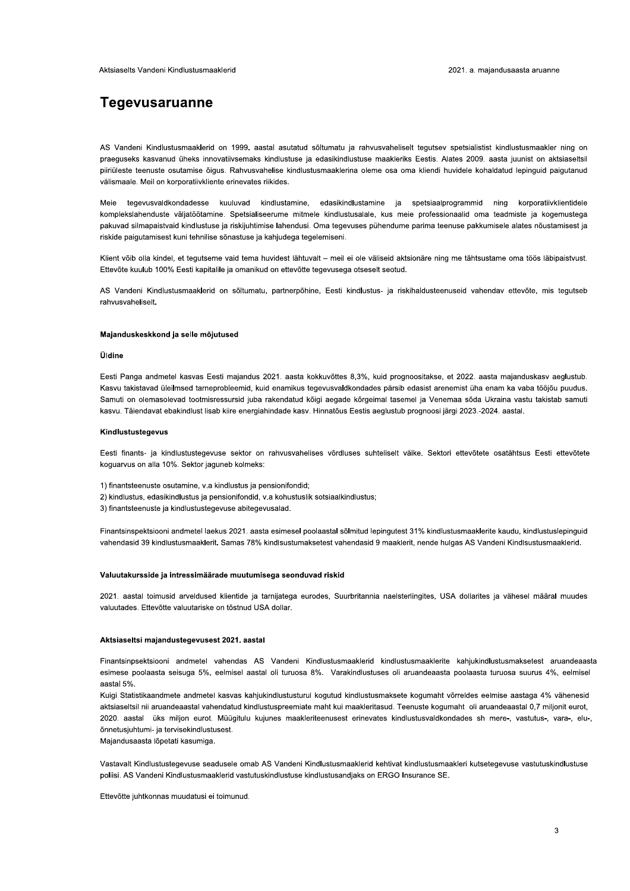# Tegevusaruanne

AS Vandeni Kindlustusmaaklerid on 1999. aastal asutatud sõltumatu ja rahvusvaheliselt tegutsev spetsialistist kindlustusmaakler ning on praeguseks kasvanud üheks innovatiivsemaks kindlustuse ja edasikindlustuse maakleriks Eestis. Alates 2009. aasta juunist on aktsiaseltsil piiriüleste teenuste osutamise õigus. Rahvusvahelise kindlustusmaaklerina oleme osa oma kliendi huvidele kohaldatud lepinguid paigutanud välismaale. Meil on korporatiivkliente erinevates riikides.

Meie tegevusvaldkondadesse kuuluvad kindlustamine, edasikindlustamine ja spetsiaalprogrammid ning korporatiivklientidele komplekslahenduste väljatöötamine. Spetsialiseerume mitmele kindlustusalale, kus meie professionaalid oma teadmiste ja kogemustega pakuvad silmapaistvaid kindlustuse ja riskijuhtimise lahendusi. Oma tegevuses pühendume parima teenuse pakkumisele alates nõustamisest ja riskide paigutamisest kuni tehnilise sõnastuse ja kahjudega tegelemiseni.

Klient võib olla kindel, et tegutseme vaid tema huvidest lähtuvalt – meil ei ole väliseid aktsionäre ning me tähtsustame oma töös läbipaistvust. Ettevõte kuulub 100% Eesti kapitalile ja omanikud on ettevõtte tegevusega otseselt seotud.

AS Vandeni Kindlustusmaaklerid on sõltumatu, partnerpõhine, Eesti kindlustus- ja riskihaldusteenuseid vahendav ettevõte, mis tegutseb rahvusvaheliselt.

### Majanduskeskkond ja selle mõjutused

#### Üldine

Eesti Panga andmetel kasvas Eesti majandus 2021. aasta kokkuvõttes 8,3%, kuid prognoositakse, et 2022. aasta majanduskasv aeglustub. Kasvu takistavad üleilmsed tarneprobleemid, kuid enamikus tegevusvaldkondades pärsib edasist arenemist üha enam ka vaba tööjõu puudus. Samuti on olemasolevad tootmisressursid juba rakendatud kõigi aegade kõrgeimal tasemel ja Venemaa sõda Ukraina vastu takistab samuti kasvu. Täiendavat ebakindlust lisab kiire energiahindade kasv. Hinnatõus Eestis aeglustub prognoosi järgi 2023.-2024. aastal.

#### Kindlustustegevus

Eesti finants- ja kindlustustegevuse sektor on rahvusvahelises võrdluses suhteliselt väike. Sektori ettevõtete osatähtsus Eesti ettevõtete koguarvus on alla 10%. Sektor jaguneb kolmeks:

1) finantsteenuste osutamine, v.a kindlustus ja pensionifondid;
2) kindlustus, edasikindlustus ja pensionifondid, v.a kohustuslik sotsiaalkindlustus;
3) finantsteenuste ja kindlustustegevuse abitegevusalad.

Finantsinspektsiooni andmetel laekus 2021. aasta esimesel poolaastal sõlmitud lepingutest 31% kindlustusmaaklerite kaudu, kindlustuslepinguid vahendasid 39 kindlustusmaaklerit. Samas 78% kindlsustumaksetest vahendasid 9 maaklerit, nende hulgas AS Vandeni Kindlsustusmaaklerid.

### Valuutakursside ja intressimäärade muutumisega seonduvad riskid

2021. aastal toimusid arveldused klientide ja tarnijatega eurodes, Suurbritannia naelsterlingites, USA dollarites ja vähesel määral muudes valuutades. Ettevõtte valuutariske on tõstnud USA dollar.

### Aktsiaseltsi majandustegevusest 2021. aastal

Finantsinpektsiooni andmetel vahendas AS Vandeni Kindlustusmaaklerid kindlustusmaaklerite kahjukindlustusmaksetest aruandeaasta esimese poolaasta seisuga 5%, eelmisel aastal oli turuosa 8%. Varakindlustuses oli aruandeaasta poolaasta turuosa suurus 4%, eelmisel aastal 5%.
Kuigi Statistikaandmete andmetel kasvas kahjukindlustusturul kogutud kindlustusmaksete kogumaht võrreldes eelmise aastaga 4% vähenesid aktsiaseltsil nii aruandeaastal vahendatud kindlustuspreemiate maht kui maakleritasud. Teenuste kogumaht oli aruandeaastal 0,7 miljonit eurot, 2020. aastal üks miljon eurot. Müügitulu kujunes maakleriteenusest erinevates kindlustusvaldkondades sh mere-, vastutus-, vara-, elu-, õnnetusjuhtumi- ja tervisekindlustusest.
Majandusaasta lõpetati kasumiga.

Vastavalt Kindlustustegevuse seadusele omab AS Vandeni Kindlustusmaaklerid kehtivat kindlustusmaakleri kutsetegevuse vastutuskindlustuse poliisi. AS Vandeni Kindlustusmaaklerid vastutuskindlustuse kindlustusandjaks on ERGO Insurance SE.

Ettevõtte juhtkonnas muudatusi ei toimunud.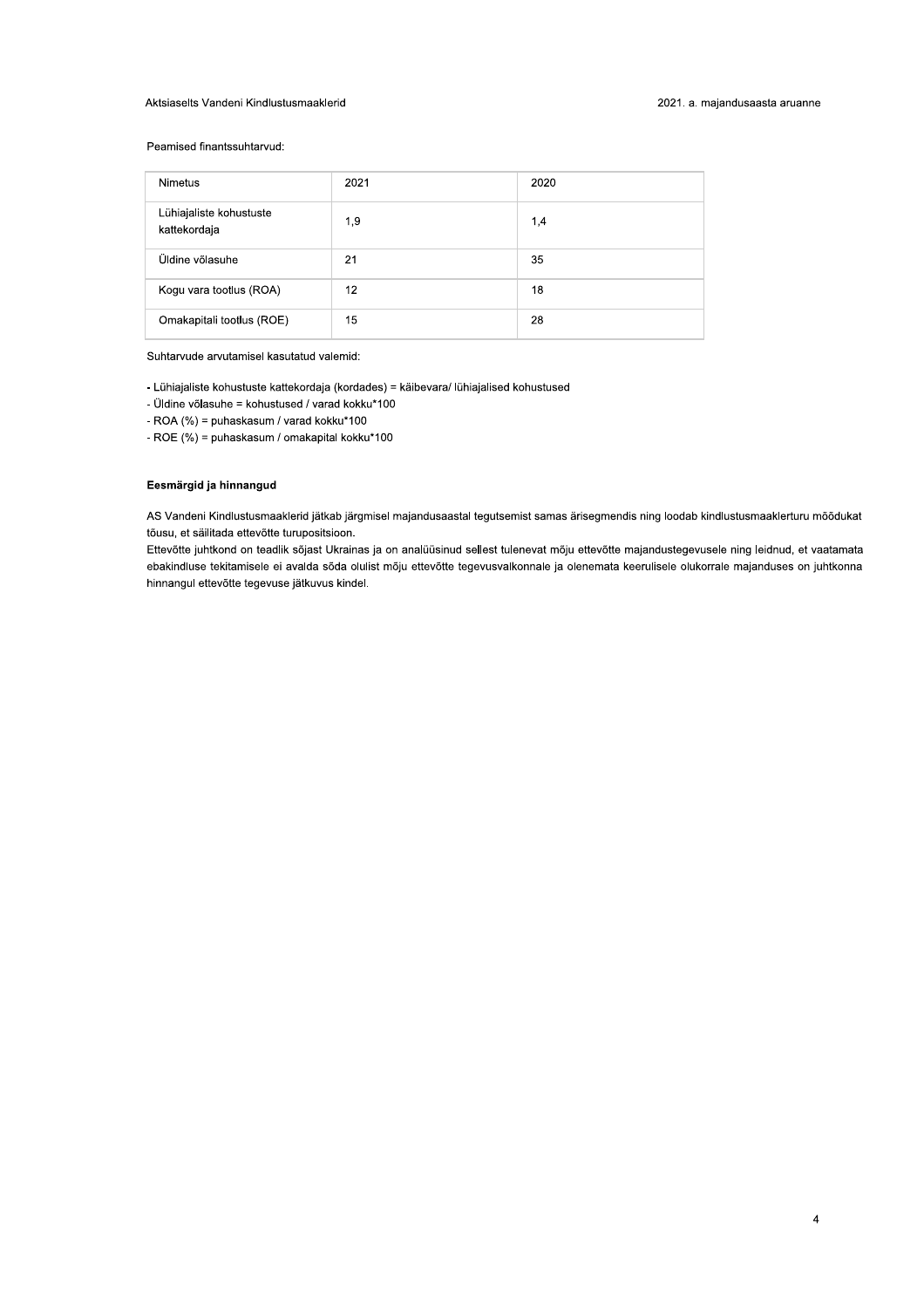Peamised finantssuhtarvud:

| Nimetus | 2021 | 2020 |
| --- | --- | --- |
| Lühiajaliste kohustuste kattekordaja | 1,9 | 1,4 |
| Üldine võlasuhe | 21 | 35 |
| Kogu vara tootlus (ROA) | 12 | 18 |
| Omakapitali tootlus (ROE) | 15 | 28 |

Suhtarvude arvutamisel kasutatud valemid:

- Lühiajaliste kohustuste kattekordaja (kordades) = käibevara/ lühiajalised kohustused
- Üldine võlasuhe = kohustused / varad kokku*100
- ROA (%) = puhaskasum / varad kokku*100
- ROE (%) = puhaskasum / omakapital kokku*100

**Eesmärgid ja hinnangud**

AS Vandeni Kindlustusmaaklerid jätkab järgmisel majandusaastal tegutsemist samas ärisegmendis ning loodab kindlustusmaaklerturu mõõdukat tõusu, et säilitada ettevõtte turupositsioon.

Ettevõtte juhtkond on teadlik sõjast Ukrainas ja on analüüsinud sellest tulenevat mõju ettevõtte majandustegevusele ning leidnud, et vaatamata ebakindluse tekitamisele ei avalda sõda olulist mõju ettevõtte tegevusvalkonnale ja olenemata keerulisele olukorrale majanduses on juhtkonna hinnangul ettevõtte tegevuse jätkuvus kindel.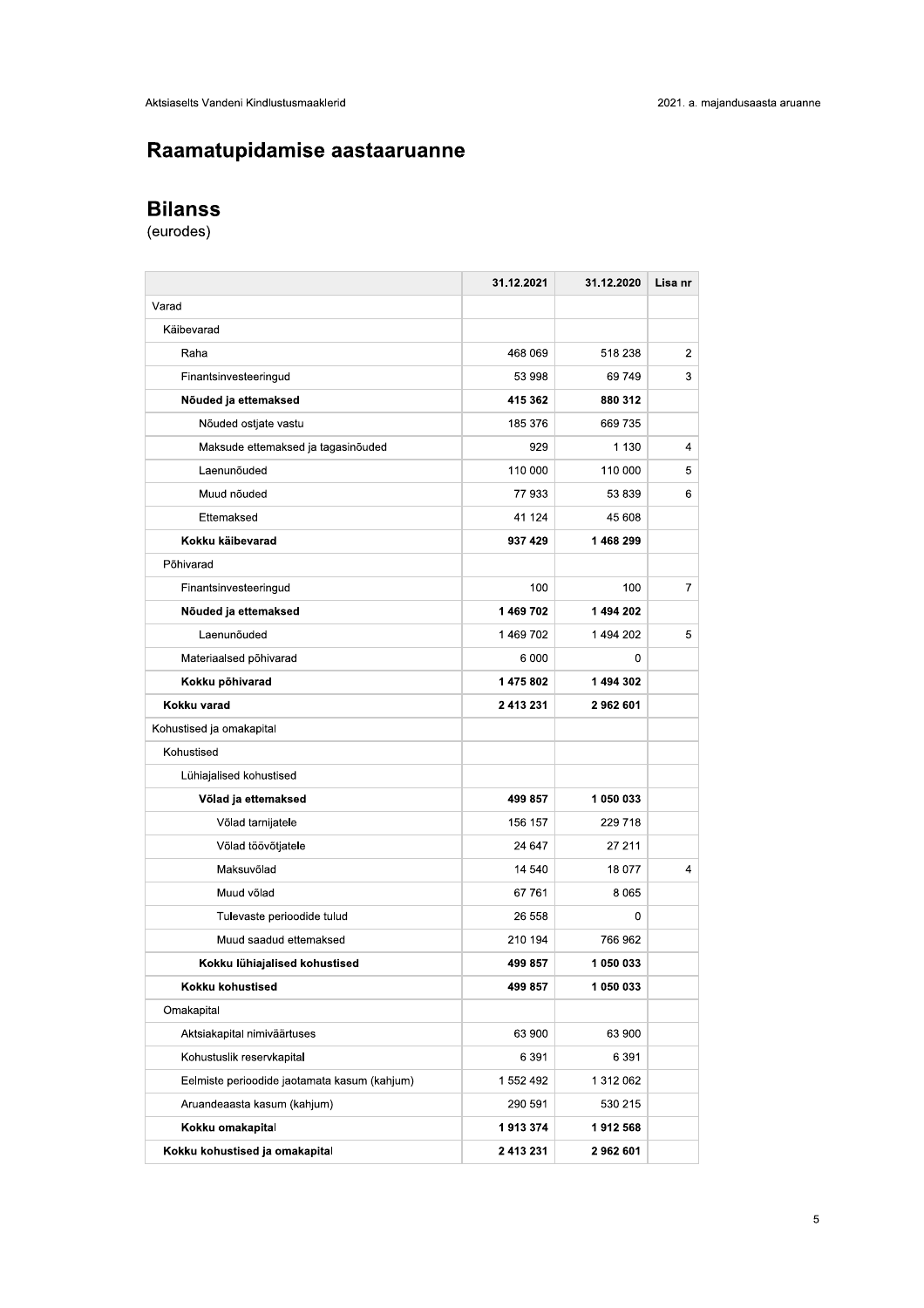# Raamatupidamise aastaaruanne

## Bilanss

(eurodes)

| | 31.12.2021 | 31.12.2020 | Lisa nr |
|---|---|---|---|
| Varad | | | |
| Käibevarad | | | |
| Raha | 468 069 | 518 238 | 2 |
| Finantsinvesteeringud | 53 998 | 69 749 | 3 |
| **Nõuded ja ettemaksed** | **415 362** | **880 312** | |
| Nõuded ostjate vastu | 185 376 | 669 735 | |
| Maksude ettemaksed ja tagasinõuded | 929 | 1 130 | 4 |
| Laenunõuded | 110 000 | 110 000 | 5 |
| Muud nõuded | 77 933 | 53 839 | 6 |
| Ettemaksed | 41 124 | 45 608 | |
| **Kokku käibevarad** | **937 429** | **1 468 299** | |
| Põhivarad | | | |
| Finantsinvesteeringud | 100 | 100 | 7 |
| **Nõuded ja ettemaksed** | **1 469 702** | **1 494 202** | |
| Laenunõuded | 1 469 702 | 1 494 202 | 5 |
| Materiaalsed põhivarad | 6 000 | 0 | |
| **Kokku põhivarad** | **1 475 802** | **1 494 302** | |
| **Kokku varad** | **2 413 231** | **2 962 601** | |
| Kohustised ja omakapital | | | |
| Kohustised | | | |
| Lühiajalised kohustised | | | |
| **Võlad ja ettemaksed** | **499 857** | **1 050 033** | |
| Võlad tarnijatele | 156 157 | 229 718 | |
| Võlad töövõtjatele | 24 647 | 27 211 | |
| Maksuvõlad | 14 540 | 18 077 | 4 |
| Muud võlad | 67 761 | 8 065 | |
| Tulevaste perioodide tulud | 26 558 | 0 | |
| Muud saadud ettemaksed | 210 194 | 766 962 | |
| **Kokku lühiajalised kohustised** | **499 857** | **1 050 033** | |
| **Kokku kohustised** | **499 857** | **1 050 033** | |
| Omakapital | | | |
| Aktsiakapital nimiväärtuses | 63 900 | 63 900 | |
| Kohustuslik reservkapital | 6 391 | 6 391 | |
| Eelmiste perioodide jaotamata kasum (kahjum) | 1 552 492 | 1 312 062 | |
| Aruandeaasta kasum (kahjum) | 290 591 | 530 215 | |
| **Kokku omakapital** | **1 913 374** | **1 912 568** | |
| **Kokku kohustised ja omakapital** | **2 413 231** | **2 962 601** | |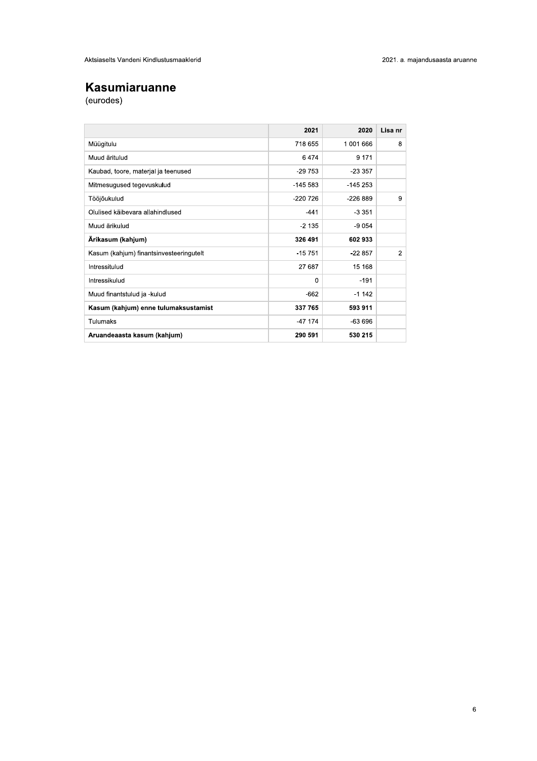# Kasumiaruanne

(eurodes)

| | 2021 | 2020 | Lisa nr |
|---|---|---|---|
| Müügitulu | 718 655 | 1 001 666 | 8 |
| Muud äritulud | 6 474 | 9 171 | |
| Kaubad, toore, materjal ja teenused | -29 753 | -23 357 | |
| Mitmesugused tegevuskulud | -145 583 | -145 253 | |
| Tööjõukulud | -220 726 | -226 889 | 9 |
| Olulised käibevara allahindlused | -441 | -3 351 | |
| Muud ärikulud | -2 135 | -9 054 | |
| **Ärikasum (kahjum)** | **326 491** | **602 933** | |
| Kasum (kahjum) finantsinvesteeringutelt | -15 751 | -22 857 | 2 |
| Intressitulud | 27 687 | 15 168 | |
| Intressikulud | 0 | -191 | |
| Muud finantstulud ja -kulud | -662 | -1 142 | |
| **Kasum (kahjum) enne tulumaksustamist** | **337 765** | **593 911** | |
| Tulumaks | -47 174 | -63 696 | |
| **Aruandeaasta kasum (kahjum)** | **290 591** | **530 215** | |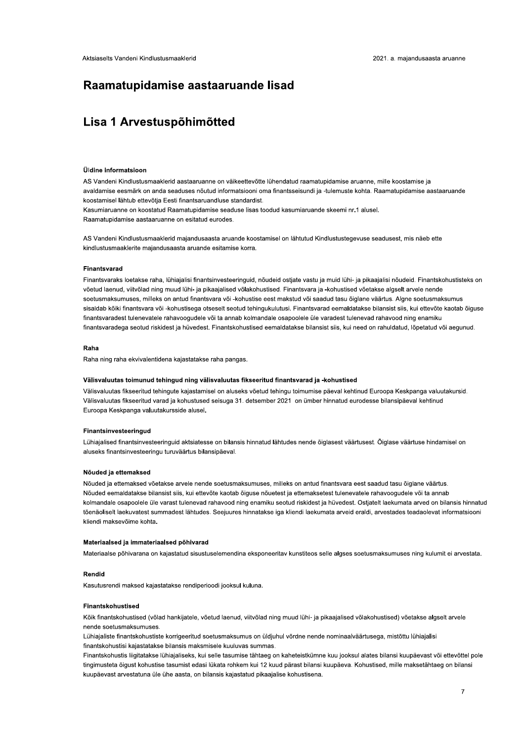# Raamatupidamise aastaaruande lisad

# Lisa 1 Arvestuspõhimõtted

### Üldine informatsioon

AS Vandeni Kindlustusmaaklerid aastaaruanne on väikeettevõtte lühendatud raamatupidamise aruanne, mille koostamise ja avaldamise eesmärk on anda seaduses nõutud informatsiooni oma finantsseisundi ja -tulemuste kohta. Raamatupidamise aastaaruande koostamisel lähtub ettevõtja Eesti finantsaruandluse standardist.
Kasumiaruanne on koostatud Raamatupidamise seaduse lisas toodud kasumiaruande skeemi nr.1 alusel.
Raamatupidamise aastaaruanne on esitatud eurodes.

AS Vandeni Kindlustusmaaklerid majandusaasta aruande koostamisel on lähtutud Kindlustustegevuse seadusest, mis näeb ette kindlustusmaaklerite majandusaasta aruande esitamise korra.

### Finantsvarad

Finantsvaraks loetakse raha, lühiajalisi finantsinvesteeringuid, nõudeid ostjate vastu ja muid lühi- ja pikaajalisi nõudeid. Finantskohustisteks on võetud laenud, viitvõlad ning muud lühi- ja pikaajalised võlakohustised. Finantsvara ja -kohustised võetakse algselt arvele nende soetusmaksumuses, milleks on antud finantsvara või -kohustise eest makstud või saadud tasu õiglane väärtus. Algne soetusmaksumus sisaldab kõiki finantsvara või -kohustisega otseselt seotud tehingukulutusi. Finantsvarad eemaldatakse bilansist siis, kui ettevõte kaotab õiguse finantsvaradest tulenevatele rahavoogudele või ta annab kolmandale osapoolele üle varadest tulenevad rahavood ning enamiku finantsvaradega seotud riskidest ja hüvedest. Finantskohustised eemaldatakse bilansist siis, kui need on rahuldatud, lõpetatud või aegunud.

### Raha

Raha ning raha ekvivalentidena kajastatakse raha pangas.

### Välisvaluutas toimunud tehingud ning välisvaluutas fikseeritud finantsvarad ja -kohustised

Välisvaluutas fikseeritud tehingute kajastamisel on aluseks võetud tehingu toimumise päeval kehtinud Euroopa Keskpanga valuutakursid. Välisvaluutas fikseeritud varad ja kohustused seisuga 31. detsember 2021 on ümber hinnatud eurodesse bilansipäeval kehtinud Euroopa Keskpanga valuutakursside alusel.

### Finantsinvesteeringud

Lühiajalised finantsinvesteeringuid aktsiatesse on bilansis hinnatud lähtudes nende õiglasest väärtusest. Õiglase väärtuse hindamisel on aluseks finantsinvesteeringu turuväärtus bilansipäeval.

### Nõuded ja ettemaksed

Nõuded ja ettemaksed võetakse arvele nende soetusmaksumuses, milleks on antud finantsvara eest saadud tasu õiglane väärtus. Nõuded eemaldatakse bilansist siis, kui ettevõte kaotab õiguse nõuetest ja ettemaksetest tulenevatele rahavoogudele või ta annab kolmandale osapoolele üle varast tulenevad rahavood ning enamiku seotud riskidest ja hüvedest. Ostjatelt laekumata arved on bilansis hinnatud tõenäoliselt laekuvatest summadest lähtudes. Seejuures hinnatakse iga kliendi laekumata arveid eraldi, arvestades teadaolevat informatsiooni kliendi maksevõime kohta.

### Materiaalsed ja immateriaalsed põhivarad

Materiaalse põhivarana on kajastatud sisustuselemendina eksponeeritav kunstiteos selle algses soetusmaksumuses ning kulumit ei arvestata.

### Rendid

Kasutusrendi maksed kajastatakse rendiperioodi jooksul kuluna.

### Finantskohustised

Kõik finantskohustised (võlad hankijatele, võetud laenud, viitvõlad ning muud lühi- ja pikaajalised võlakohustised) võetakse algselt arvele nende soetusmaksumuses.
Lühiajaliste finantskohustiste korrigeeritud soetusmaksumus on üldjuhul võrdne nende nominaalväärtusega, mistõttu lühiajalisi finantskohustisi kajastatakse bilansis maksmisele kuuluvas summas.
Finantskohustis liigitatakse lühiajaliseks, kui selle tasumise tähtaeg on kaheteistkümne kuu jooksul alates bilansi kuupäevast või ettevõttel pole tingimusteta õigust kohustise tasumist edasi lükata rohkem kui 12 kuud pärast bilansi kuupäeva. Kohustised, mille maksetähtaeg on bilansi kuupäevast arvestatuna üle ühe aasta, on bilansis kajastatud pikaajalise kohustisena.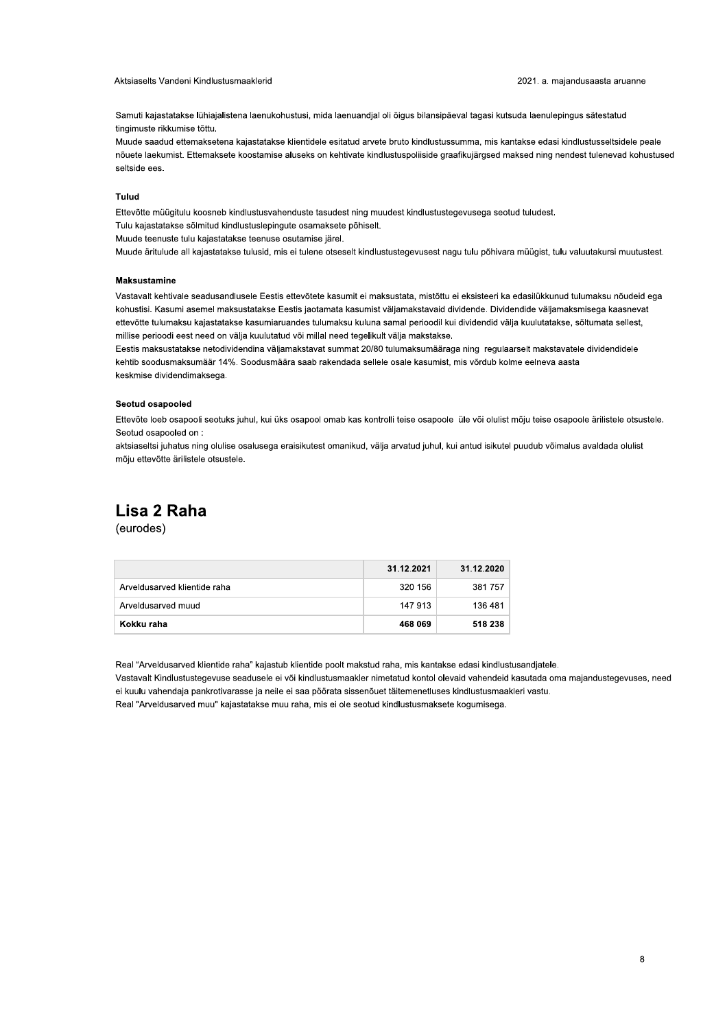Samuti kajastatakse lühiajalistena laenukohustusi, mida laenuandjal oli õigus bilansipäeval tagasi kutsuda laenulepingus sätestatud tingimuste rikkumise tõttu.

Muude saadud ettemaksetena kajastatakse klientidele esitatud arvete bruto kindlustussumma, mis kantakse edasi kindlustusseltsidele peale nõuete laekumist. Ettemaksete koostamise aluseks on kehtivate kindlustuspoliiside graafikujärgsed maksed ning nendest tulenevad kohustused seltside ees.

### Tulud

Ettevõtte müügitulu koosneb kindlustusvahenduste tasudest ning muudest kindlustustegevusega seotud tuludest.

Tulu kajastatakse sõlmitud kindlustuslepingute osamaksete põhiselt.

Muude teenuste tulu kajastatakse teenuse osutamise järel.

Muude äritulude all kajastatakse tulusid, mis ei tulene otseselt kindlustustegevusest nagu tulu põhivara müügist, tulu valuutakursi muutustest.

### Maksustamine

Vastavalt kehtivale seadusandlusele Eestis ettevõtete kasumit ei maksustata, mistõttu ei eksisteeri ka edasilükkunud tulumaksu nõudeid ega kohustisi. Kasumi asemel maksustatakse Eestis jaotamata kasumist väljamakstavaid dividende. Dividendide väljamaksmisega kaasnevat ettevõtte tulumaksu kajastatakse kasumiaruandes tulumaksu kuluna samal perioodil kui dividendid välja kuulutatakse, sõltumata sellest, millise perioodi eest need on välja kuulutatud või millal need tegelikult välja makstakse.

Eestis maksustatakse netodividendina väljamakstavat summat 20/80 tulumaksumääraga ning regulaarselt makstavatele dividendidele kehtib soodusmaksumäär 14%. Soodusmäära saab rakendada sellele osale kasumist, mis võrdub kolme eelneva aasta keskmise dividendimaksega.

### Seotud osapooled

Ettevõte loeb osapooli seotuks juhul, kui üks osapool omab kas kontrolli teise osapoole üle või olulist mõju teise osapoole ärilistele otsustele. Seotud osapooled on :

aktsiaseltsi juhatus ning olulise osalusega eraisikutest omanikud, välja arvatud juhul, kui antud isikutel puudub võimalus avaldada olulist mõju ettevõtte ärilistele otsustele.

## Lisa 2 Raha

(eurodes)

| | 31.12.2021 | 31.12.2020 |
|---|---|---|
| Arveldusarved klientide raha | 320 156 | 381 757 |
| Arveldusarved muud | 147 913 | 136 481 |
| **Kokku raha** | **468 069** | **518 238** |

Real "Arveldusarved klientide raha" kajastub klientide poolt makstud raha, mis kantakse edasi kindlustusandjatele.

Vastavalt Kindlustustegevuse seadusele ei või kindlustusmaakler nimetatud kontol olevaid vahendeid kasutada oma majandustegevuses, need ei kuulu vahendaja pankrotivarasse ja neile ei saa pöörata sissenõuet täitemenetluses kindlustusmaakleri vastu.

Real "Arveldusarved muu" kajastatakse muu raha, mis ei ole seotud kindlustusmaksete kogumisega.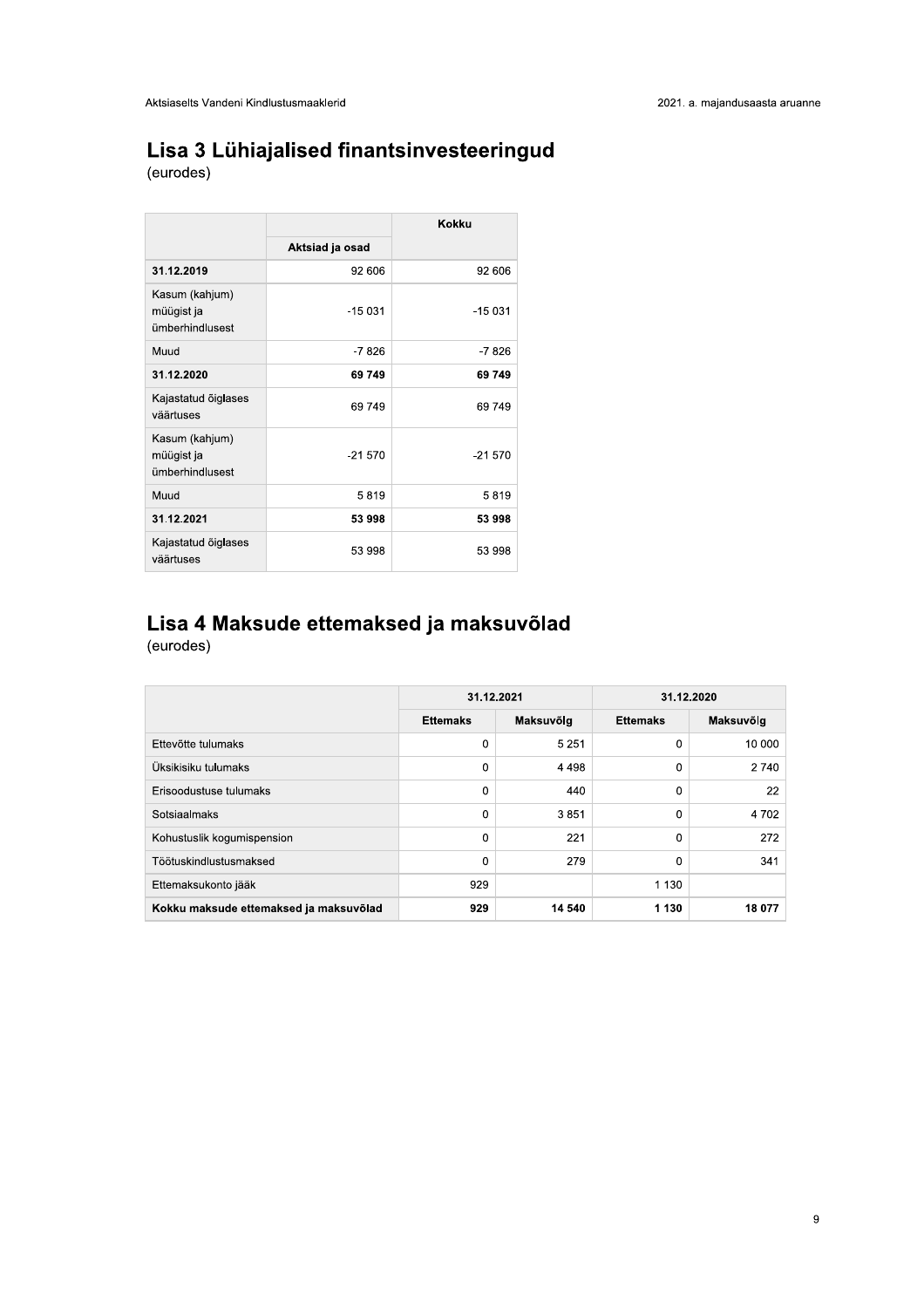## Lisa 3 Lühiajalised finantsinvesteeringud

(eurodes)

| | | Kokku |
|---|---|---|
| | Aktsiad ja osad | |
| **31.12.2019** | 92 606 | 92 606 |
| Kasum (kahjum) müügist ja ümberhindlusest | -15 031 | -15 031 |
| Muud | -7 826 | -7 826 |
| **31.12.2020** | **69 749** | **69 749** |
| Kajastatud õiglases väärtuses | 69 749 | 69 749 |
| Kasum (kahjum) müügist ja ümberhindlusest | -21 570 | -21 570 |
| Muud | 5 819 | 5 819 |
| **31.12.2021** | **53 998** | **53 998** |
| Kajastatud õiglases väärtuses | 53 998 | 53 998 |

## Lisa 4 Maksude ettemaksed ja maksuvõlad

(eurodes)

| | 31.12.2021 | | 31.12.2020 | |
|---|---|---|---|---|
| | Ettemaks | Maksuvõlg | Ettemaks | Maksuvõlg |
| Ettevõtte tulumaks | 0 | 5 251 | 0 | 10 000 |
| Üksikisiku tulumaks | 0 | 4 498 | 0 | 2 740 |
| Erisoodustuse tulumaks | 0 | 440 | 0 | 22 |
| Sotsiaalmaks | 0 | 3 851 | 0 | 4 702 |
| Kohustuslik kogumispension | 0 | 221 | 0 | 272 |
| Töötuskindlustusmaksed | 0 | 279 | 0 | 341 |
| Ettemaksukonto jääk | 929 | | 1 130 | |
| **Kokku maksude ettemaksed ja maksuvõlad** | **929** | **14 540** | **1 130** | **18 077** |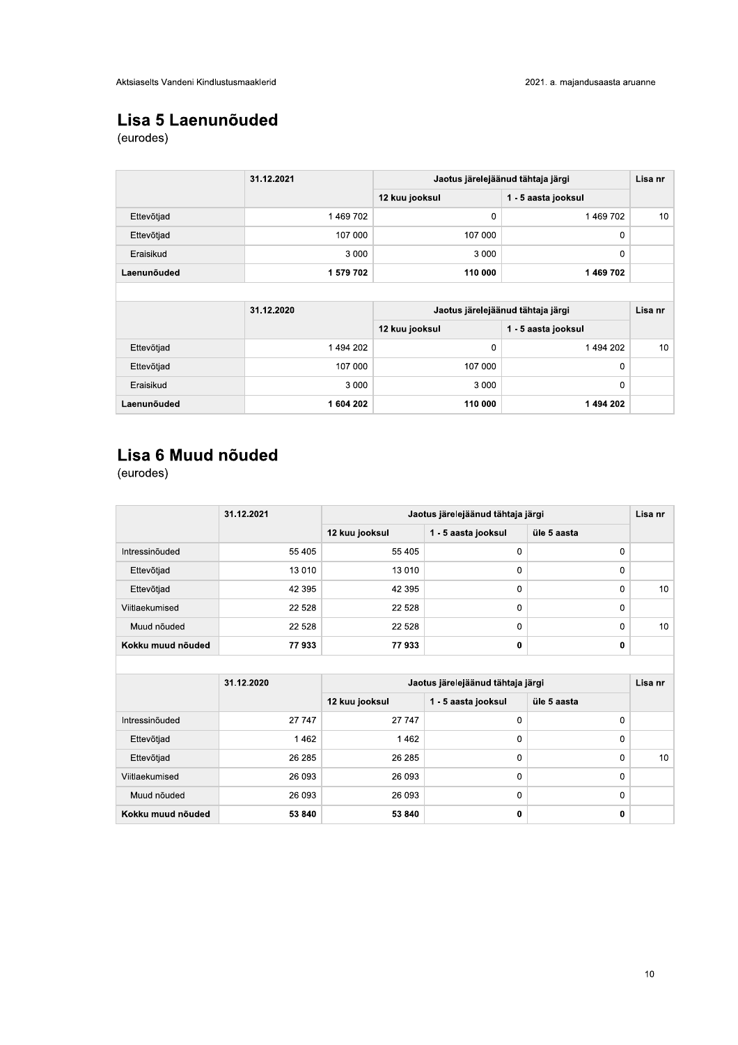## Lisa 5 Laenunõuded

(eurodes)

| | 31.12.2021 | Jaotus järelejäänud tähtaja järgi | | Lisa nr |
|---|---|---|---|---|
| | | 12 kuu jooksul | 1 - 5 aasta jooksul | |
| Ettevõtjad | 1 469 702 | 0 | 1 469 702 | 10 |
| Ettevõtjad | 107 000 | 107 000 | 0 | |
| Eraisikud | 3 000 | 3 000 | 0 | |
| **Laenunõuded** | **1 579 702** | **110 000** | **1 469 702** | |

| | 31.12.2020 | Jaotus järelejäänud tähtaja järgi | | Lisa nr |
|---|---|---|---|---|
| | | 12 kuu jooksul | 1 - 5 aasta jooksul | |
| Ettevõtjad | 1 494 202 | 0 | 1 494 202 | 10 |
| Ettevõtjad | 107 000 | 107 000 | 0 | |
| Eraisikud | 3 000 | 3 000 | 0 | |
| **Laenunõuded** | **1 604 202** | **110 000** | **1 494 202** | |

## Lisa 6 Muud nõuded

(eurodes)

| | 31.12.2021 | Jaotus järelejäänud tähtaja järgi | | | Lisa nr |
|---|---|---|---|---|---|
| | | 12 kuu jooksul | 1 - 5 aasta jooksul | üle 5 aasta | |
| Intressinõuded | 55 405 | 55 405 | 0 | 0 | |
| Ettevõtjad | 13 010 | 13 010 | 0 | 0 | |
| Ettevõtjad | 42 395 | 42 395 | 0 | 0 | 10 |
| Viitlaekumised | 22 528 | 22 528 | 0 | 0 | |
| Muud nõuded | 22 528 | 22 528 | 0 | 0 | 10 |
| **Kokku muud nõuded** | **77 933** | **77 933** | **0** | **0** | |

| | 31.12.2020 | Jaotus järelejäänud tähtaja järgi | | | Lisa nr |
|---|---|---|---|---|---|
| | | 12 kuu jooksul | 1 - 5 aasta jooksul | üle 5 aasta | |
| Intressinõuded | 27 747 | 27 747 | 0 | 0 | |
| Ettevõtjad | 1 462 | 1 462 | 0 | 0 | |
| Ettevõtjad | 26 285 | 26 285 | 0 | 0 | 10 |
| Viitlaekumised | 26 093 | 26 093 | 0 | 0 | |
| Muud nõuded | 26 093 | 26 093 | 0 | 0 | |
| **Kokku muud nõuded** | **53 840** | **53 840** | **0** | **0** | |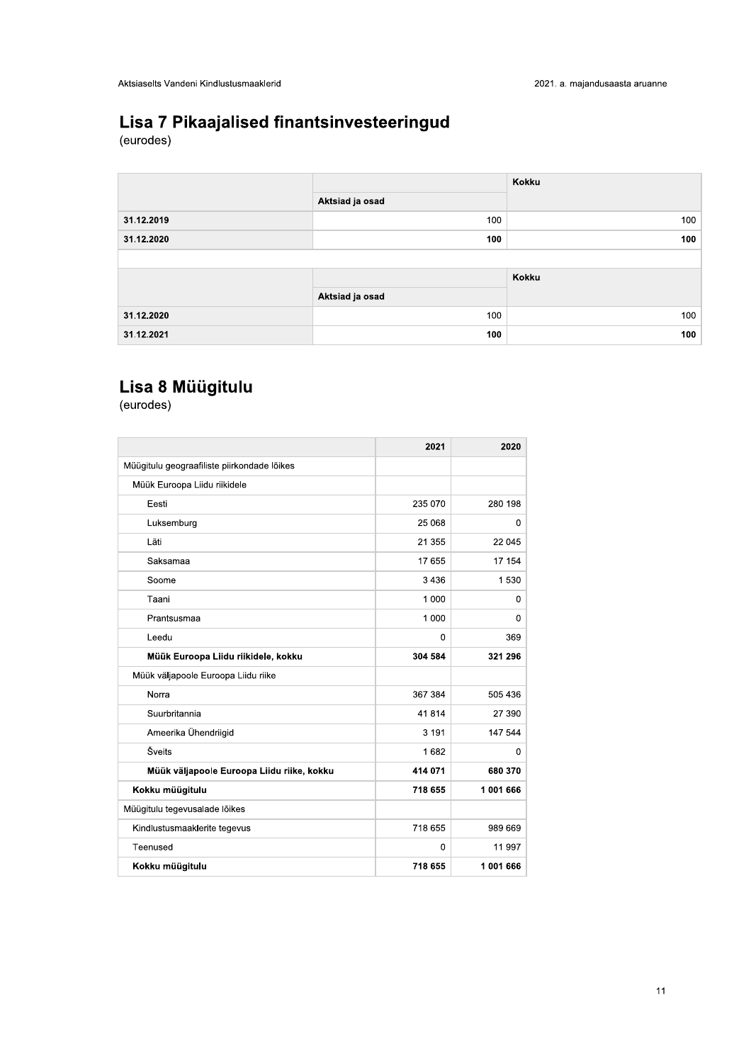## Lisa 7 Pikaajalised finantsinvesteeringud

(eurodes)

| | | Kokku |
|---|---|---|
| | Aktsiad ja osad | |
| 31.12.2019 | 100 | 100 |
| **31.12.2020** | **100** | **100** |

| | | Kokku |
|---|---|---|
| | Aktsiad ja osad | |
| 31.12.2020 | 100 | 100 |
| **31.12.2021** | **100** | **100** |

## Lisa 8 Müügitulu

(eurodes)

| | 2021 | 2020 |
|---|---|---|
| Müügitulu geograafiliste piirkondade lõikes | | |
| Müük Euroopa Liidu riikidele | | |
| Eesti | 235 070 | 280 198 |
| Luksemburg | 25 068 | 0 |
| Läti | 21 355 | 22 045 |
| Saksamaa | 17 655 | 17 154 |
| Soome | 3 436 | 1 530 |
| Taani | 1 000 | 0 |
| Prantsusmaa | 1 000 | 0 |
| Leedu | 0 | 369 |
| **Müük Euroopa Liidu riikidele, kokku** | **304 584** | **321 296** |
| Müük väljapoole Euroopa Liidu riike | | |
| Norra | 367 384 | 505 436 |
| Suurbritannia | 41 814 | 27 390 |
| Ameerika Ühendriigid | 3 191 | 147 544 |
| Šveits | 1 682 | 0 |
| **Müük väljapoole Euroopa Liidu riike, kokku** | **414 071** | **680 370** |
| **Kokku müügitulu** | **718 655** | **1 001 666** |
| Müügitulu tegevusalade lõikes | | |
| Kindlustusmaaklerite tegevus | 718 655 | 989 669 |
| Teenused | 0 | 11 997 |
| **Kokku müügitulu** | **718 655** | **1 001 666** |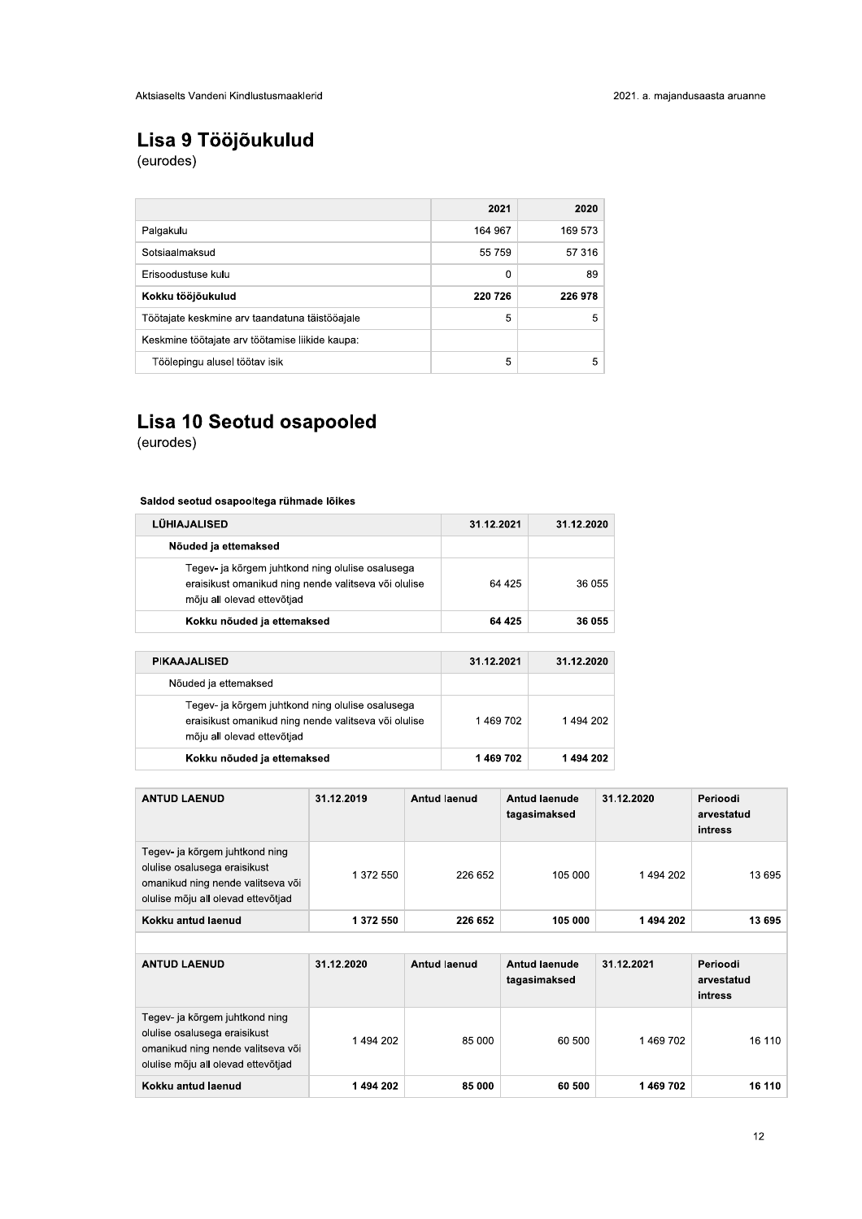## Lisa 9 Tööjõukulud

(eurodes)

| | 2021 | 2020 |
|---|---|---|
| Palgakulu | 164 967 | 169 573 |
| Sotsiaalmaksud | 55 759 | 57 316 |
| Erisoodustuse kulu | 0 | 89 |
| **Kokku tööjõukulud** | **220 726** | **226 978** |
| Töötajate keskmine arv taandatuna täistööajale | 5 | 5 |
| Keskmine töötajate arv töötamise liikide kaupa: | | |
| Töölepingu alusel töötav isik | 5 | 5 |

## Lisa 10 Seotud osapooled

(eurodes)

**Saldod seotud osapooltega rühmade lõikes**

| LÜHIAJALISED | 31.12.2021 | 31.12.2020 |
|---|---|---|
| **Nõuded ja ettemaksed** | | |
| Tegev- ja kõrgem juhtkond ning olulise osalusega eraisikust omanikud ning nende valitseva või olulise mõju all olevad ettevõtjad | 64 425 | 36 055 |
| **Kokku nõuded ja ettemaksed** | **64 425** | **36 055** |

| PIKAAJALISED | 31.12.2021 | 31.12.2020 |
|---|---|---|
| Nõuded ja ettemaksed | | |
| Tegev- ja kõrgem juhtkond ning olulise osalusega eraisikust omanikud ning nende valitseva või olulise mõju all olevad ettevõtjad | 1 469 702 | 1 494 202 |
| **Kokku nõuded ja ettemaksed** | **1 469 702** | **1 494 202** |

| ANTUD LAENUD | 31.12.2019 | Antud laenud | Antud laenude tagasimaksed | 31.12.2020 | Perioodi arvestatud intress |
|---|---|---|---|---|---|
| Tegev- ja kõrgem juhtkond ning olulise osalusega eraisikust omanikud ning nende valitseva või olulise mõju all olevad ettevõtjad | 1 372 550 | 226 652 | 105 000 | 1 494 202 | 13 695 |
| **Kokku antud laenud** | **1 372 550** | **226 652** | **105 000** | **1 494 202** | **13 695** |

| ANTUD LAENUD | 31.12.2020 | Antud laenud | Antud laenude tagasimaksed | 31.12.2021 | Perioodi arvestatud intress |
|---|---|---|---|---|---|
| Tegev- ja kõrgem juhtkond ning olulise osalusega eraisikust omanikud ning nende valitseva või olulise mõju all olevad ettevõtjad | 1 494 202 | 85 000 | 60 500 | 1 469 702 | 16 110 |
| **Kokku antud laenud** | **1 494 202** | **85 000** | **60 500** | **1 469 702** | **16 110** |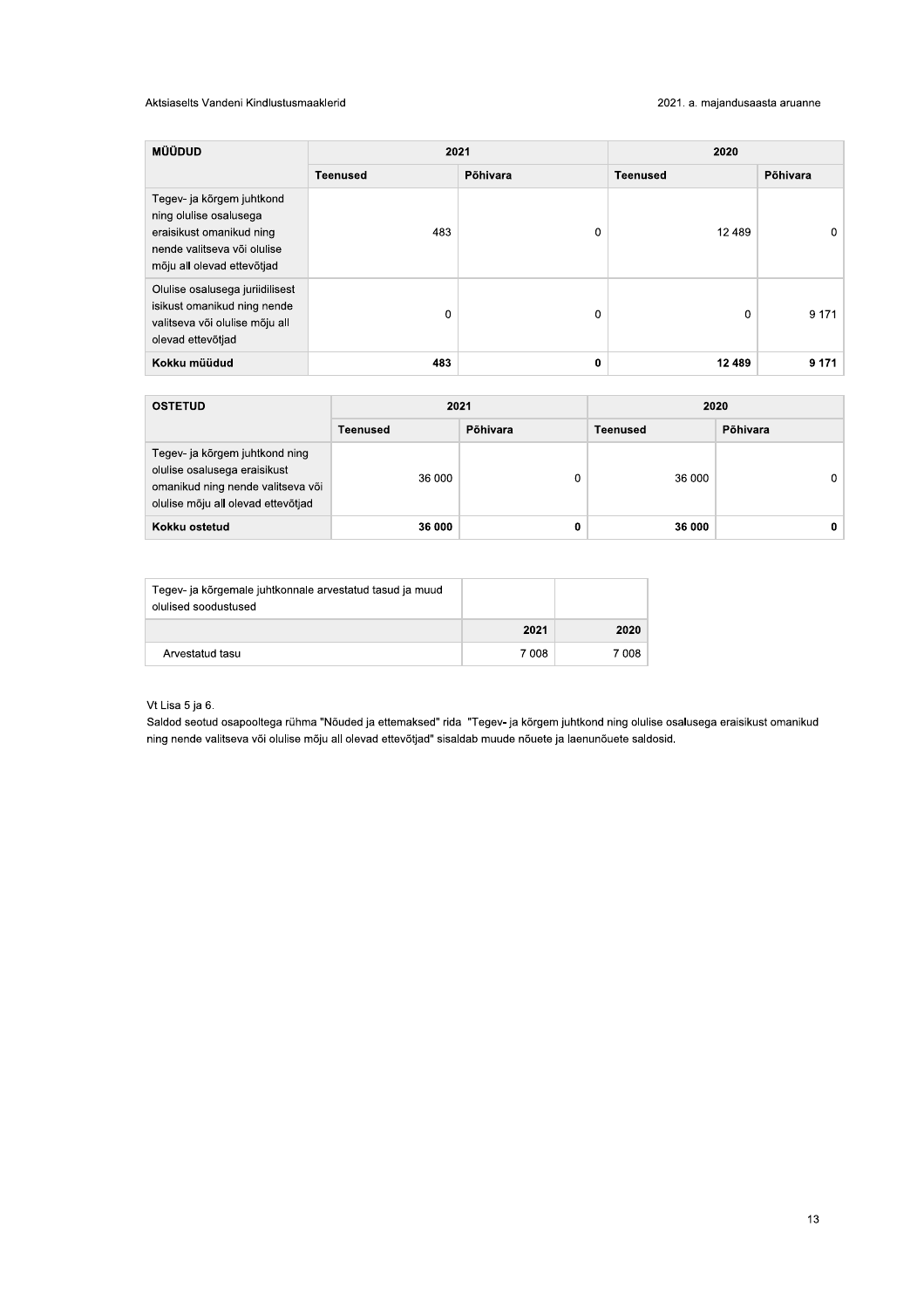| MÜÜDUD | 2021 | | 2020 | |
|---|---|---|---|---|
| | Teenused | Põhivara | Teenused | Põhivara |
| Tegev- ja kõrgem juhtkond ning olulise osalusega eraisikust omanikud ning nende valitseva või olulise mõju all olevad ettevõtjad | 483 | 0 | 12 489 | 0 |
| Olulise osalusega juriidilisest isikust omanikud ning nende valitseva või olulise mõju all olevad ettevõtjad | 0 | 0 | 0 | 9 171 |
| **Kokku müüdud** | **483** | **0** | **12 489** | **9 171** |

| OSTETUD | 2021 | | 2020 | |
|---|---|---|---|---|
| | Teenused | Põhivara | Teenused | Põhivara |
| Tegev- ja kõrgem juhtkond ning olulise osalusega eraisikust omanikud ning nende valitseva või olulise mõju all olevad ettevõtjad | 36 000 | 0 | 36 000 | 0 |
| **Kokku ostetud** | **36 000** | **0** | **36 000** | **0** |

| Tegev- ja kõrgemale juhtkonnale arvestatud tasud ja muud olulised soodustused | | |
|---|---|---|
| | **2021** | **2020** |
| Arvestatud tasu | 7 008 | 7 008 |

Vt Lisa 5 ja 6.

Saldod seotud osapooltega rühma "Nõuded ja ettemaksed" rida "Tegev- ja kõrgem juhtkond ning olulise osalusega eraisikust omanikud ning nende valitseva või olulise mõju all olevad ettevõtjad" sisaldab muude nõuete ja laenunõuete saldosid.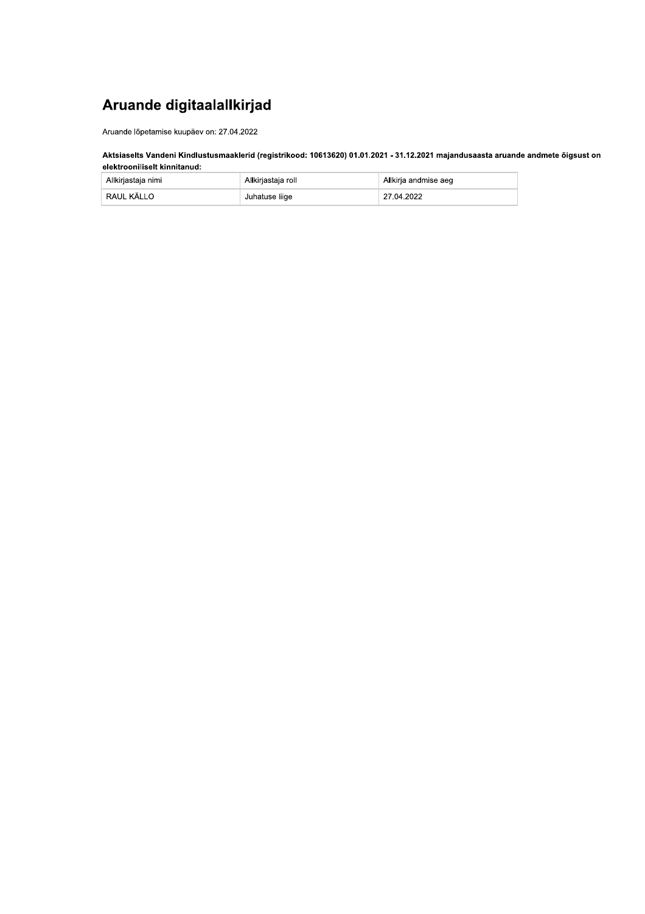# Aruande digitaalallkirjad

Aruande lõpetamise kuupäev on: 27.04.2022

**Aktsiaselts Vandeni Kindlustusmaaklerid (registrikood: 10613620) 01.01.2021 - 31.12.2021 majandusaasta aruande andmete õigsust on elektrooniliselt kinnitanud:**

| Allkirjastaja nimi | Allkirjastaja roll | Allkirja andmise aeg |
| --- | --- | --- |
| RAUL KÄLLO | Juhatuse liige | 27.04.2022 |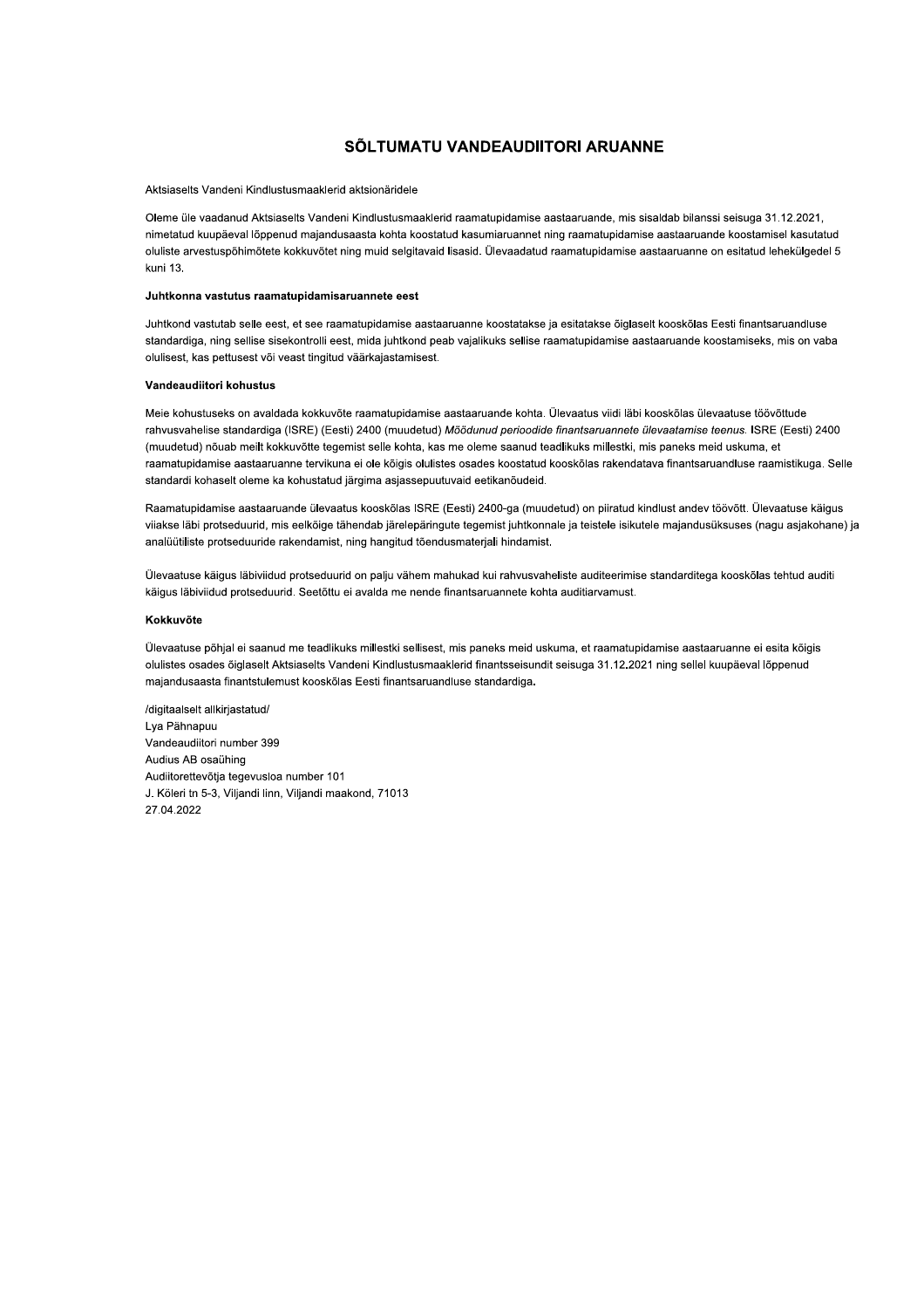# SÕLTUMATU VANDEAUDIITORI ARUANNE

Aktsiaselts Vandeni Kindlustusmaaklerid aktsionäridele

Oleme üle vaadanud Aktsiaselts Vandeni Kindlustusmaaklerid raamatupidamise aastaaruande, mis sisaldab bilanssi seisuga 31.12.2021, nimetatud kuupäeval lõppenud majandusaasta kohta koostatud kasumiaruannet ning raamatupidamise aastaaruande koostamisel kasutatud oluliste arvestuspõhimõtete kokkuvõtet ning muid selgitavaid lisasid. Ülevaadatud raamatupidamise aastaaruanne on esitatud lehekülgedel 5 kuni 13.

### Juhtkonna vastutus raamatupidamisaruannete eest

Juhtkond vastutab selle eest, et see raamatupidamise aastaaruanne koostatakse ja esitatakse õiglaselt kooskõlas Eesti finantsaruandluse standardiga, ning sellise sisekontrolli eest, mida juhtkond peab vajalikuks sellise raamatupidamise aastaaruande koostamiseks, mis on vaba olulisest, kas pettusest või veast tingitud väärkajastamisest.

### Vandeaudiitori kohustus

Meie kohustuseks on avaldada kokkuvõte raamatupidamise aastaaruande kohta. Ülevaatus viidi läbi kooskõlas ülevaatuse töövõttude rahvusvahelise standardiga (ISRE) (Eesti) 2400 (muudetud) *Möödunud perioodide finantsaruannete ülevaatamise teenus.* ISRE (Eesti) 2400 (muudetud) nõuab meilt kokkuvõtte tegemist selle kohta, kas me oleme saanud teadlikuks millestki, mis paneks meid uskuma, et raamatupidamise aastaaruanne tervikuna ei ole kõigis olulistes osades koostatud kooskõlas rakendatava finantsaruandluse raamistikuga. Selle standardi kohaselt oleme ka kohustatud järgima asjassepuutuvaid eetikanõudeid.

Raamatupidamise aastaaruande ülevaatus kooskõlas ISRE (Eesti) 2400-ga (muudetud) on piiratud kindlust andev töövõtt. Ülevaatuse käigus viiakse läbi protseduurid, mis eelkõige tähendab järelepäringute tegemist juhtkonnale ja teistele isikutele majandusüksuses (nagu asjakohane) ja analüütiliste protseduuride rakendamist, ning hangitud tõendusmaterjali hindamist.

Ülevaatuse käigus läbiviidud protseduurid on palju vähem mahukad kui rahvusvaheliste auditeerimise standarditega kooskõlas tehtud auditi käigus läbiviidud protseduurid. Seetõttu ei avalda me nende finantsaruannete kohta auditiarvamust.

### Kokkuvõte

Ülevaatuse põhjal ei saanud me teadlikuks millestki sellisest, mis paneks meid uskuma, et raamatupidamise aastaaruanne ei esita kõigis olulistes osades õiglaselt Aktsiaselts Vandeni Kindlustusmaaklerid finantsseisundit seisuga 31.12.2021 ning sellel kuupäeval lõppenud majandusaasta finantstulemust kooskõlas Eesti finantsaruandluse standardiga.

/digitaalselt allkirjastatud/
Lya Pähnapuu
Vandeaudiitori number 399
Audius AB osaühing
Audiitorettevõtja tegevusloa number 101
J. Köleri tn 5-3, Viljandi linn, Viljandi maakond, 71013
27.04.2022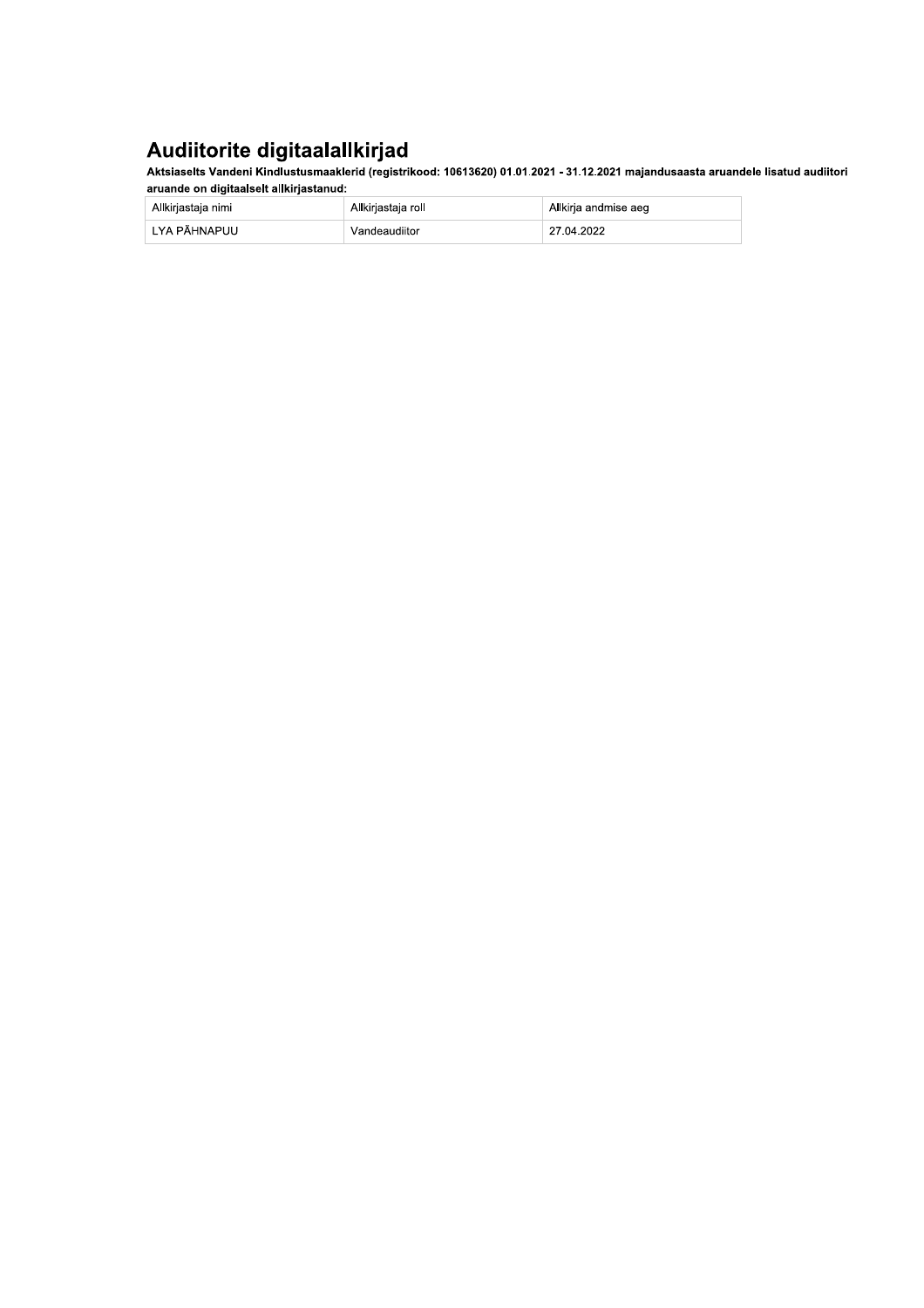# Audiitorite digitaalallkirjad

**Aktsiaselts Vandeni Kindlustusmaaklerid (registrikood: 10613620) 01.01.2021 - 31.12.2021 majandusaasta aruandele lisatud audiitori aruande on digitaalselt allkirjastanud:**

| Allkirjastaja nimi | Allkirjastaja roll | Allkirja andmise aeg |
| --- | --- | --- |
| LYA PÄHNAPUU | Vandeaudiitor | 27.04.2022 |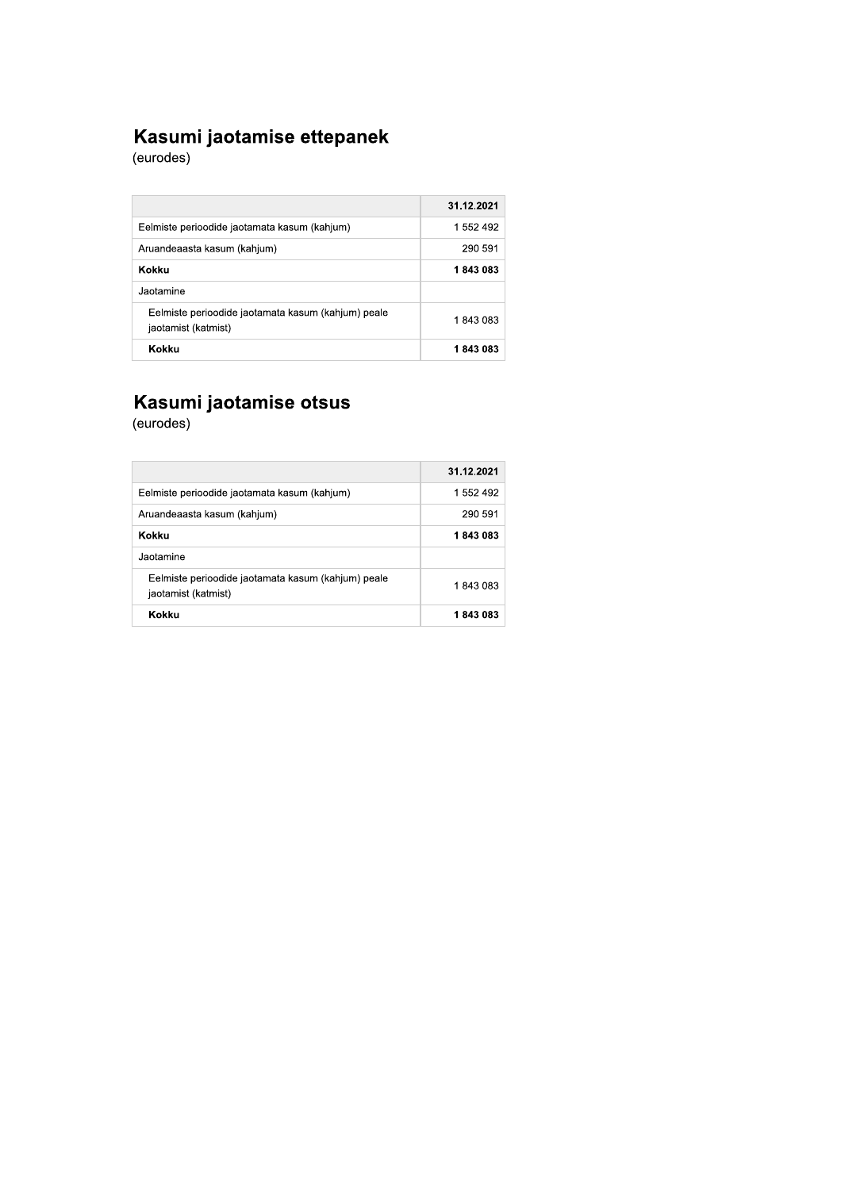## Kasumi jaotamise ettepanek

(eurodes)

| | 31.12.2021 |
|---|---|
| Eelmiste perioodide jaotamata kasum (kahjum) | 1 552 492 |
| Aruandeaasta kasum (kahjum) | 290 591 |
| **Kokku** | **1 843 083** |
| Jaotamine | |
| Eelmiste perioodide jaotamata kasum (kahjum) peale jaotamist (katmist) | 1 843 083 |
| **Kokku** | **1 843 083** |

## Kasumi jaotamise otsus

(eurodes)

| | 31.12.2021 |
|---|---|
| Eelmiste perioodide jaotamata kasum (kahjum) | 1 552 492 |
| Aruandeaasta kasum (kahjum) | 290 591 |
| **Kokku** | **1 843 083** |
| Jaotamine | |
| Eelmiste perioodide jaotamata kasum (kahjum) peale jaotamist (katmist) | 1 843 083 |
| **Kokku** | **1 843 083** |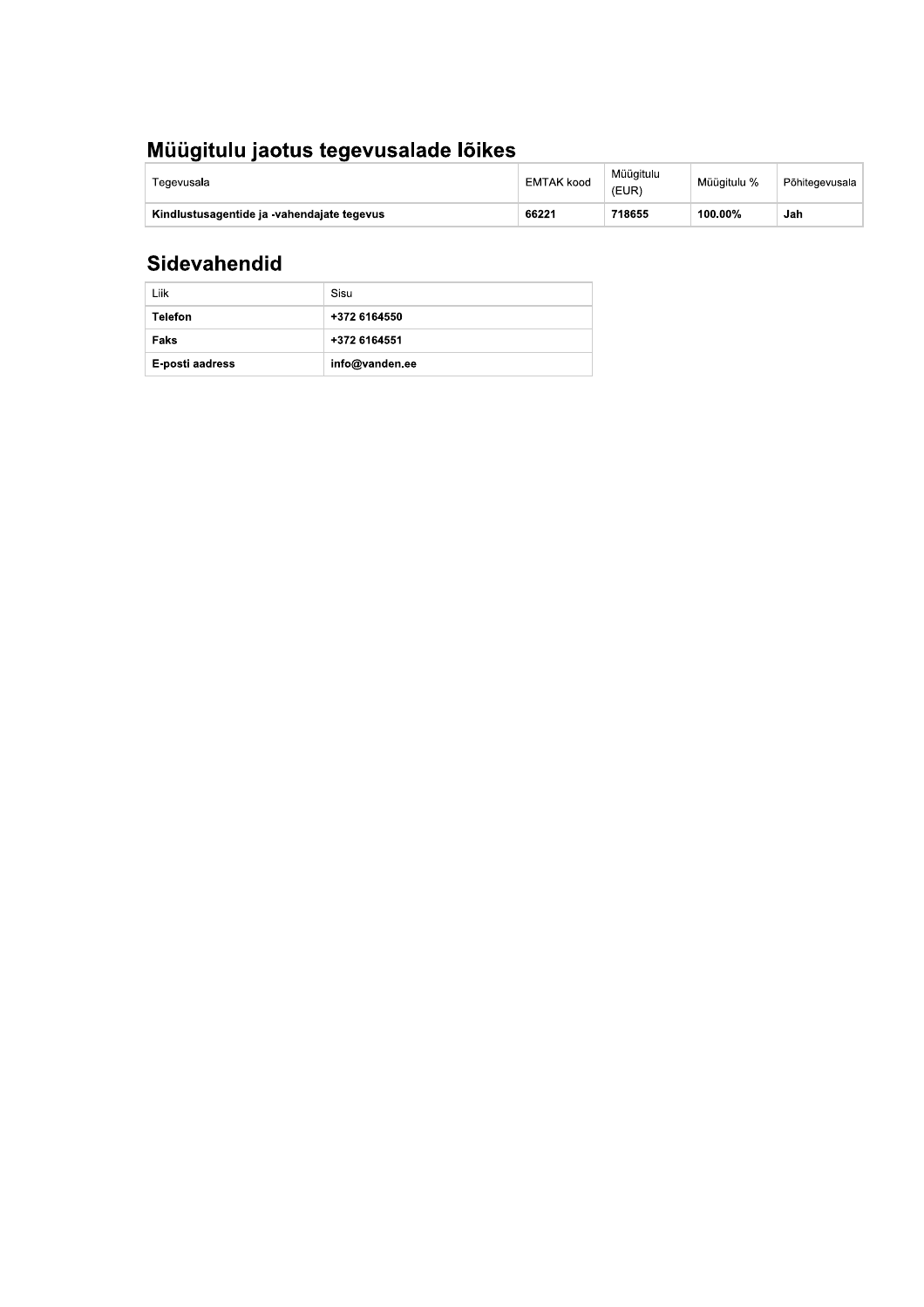## Müügitulu jaotus tegevusalade lõikes

| Tegevusala | EMTAK kood | Müügitulu (EUR) | Müügitulu % | Põhitegevusala |
| --- | --- | --- | --- | --- |
| **Kindlustusagentide ja -vahendajate tegevus** | **66221** | **718655** | **100.00%** | **Jah** |

## Sidevahendid

| Liik | Sisu |
| --- | --- |
| **Telefon** | **+372 6164550** |
| **Faks** | **+372 6164551** |
| **E-posti aadress** | **info@vanden.ee** |